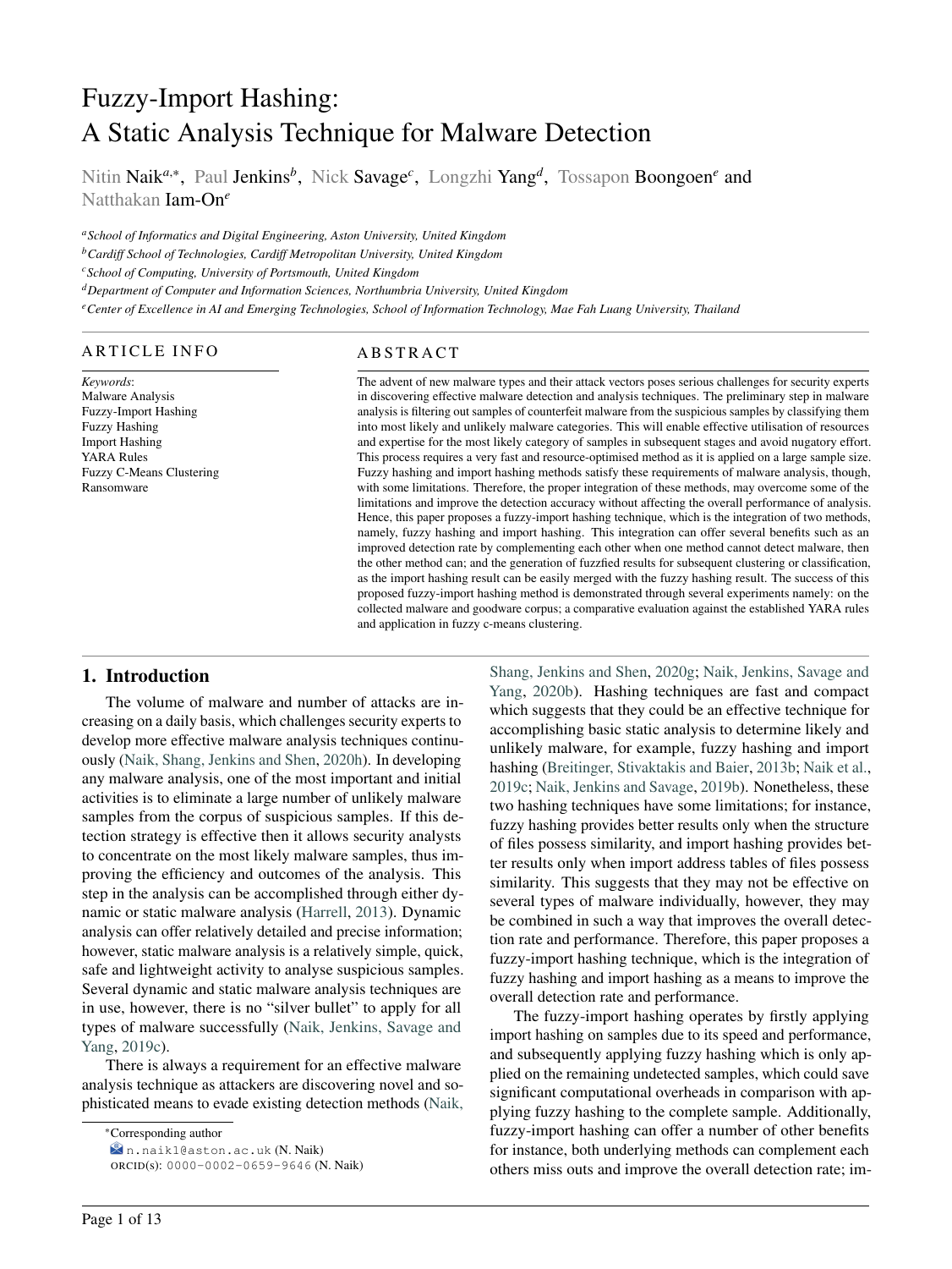# Fuzzy-Import Hashing: A Static Analysis Technique for Malware Detection

Nitin Naik[a,*], Paul Jenkins[b], Nick Savage[c], Longzhi Yang[d], Tossapon Boongoen[e] and Natthakan Iam-On[e]

[a] *School of Informatics and Digital Engineering, Aston University, United Kingdom*
[b] *Cardiff School of Technologies, Cardiff Metropolitan University, United Kingdom*
[c] *School of Computing, University of Portsmouth, United Kingdom*
[d] *Department of Computer and Information Sciences, Northumbria University, United Kingdom*
[e] *Center of Excellence in AI and Emerging Technologies, School of Information Technology, Mae Fah Luang University, Thailand*

## ARTICLE INFO

*Keywords*:
Malware Analysis
Fuzzy-Import Hashing
Fuzzy Hashing
Import Hashing
YARA Rules
Fuzzy C-Means Clustering
Ransomware

## ABSTRACT

The advent of new malware types and their attack vectors poses serious challenges for security experts in discovering effective malware detection and analysis techniques. The preliminary step in malware analysis is filtering out samples of counterfeit malware from the suspicious samples by classifying them into most likely and unlikely malware categories. This will enable effective utilisation of resources and expertise for the most likely category of samples in subsequent stages and avoid nugatory effort. This process requires a very fast and resource-optimised method as it is applied on a large sample size. Fuzzy hashing and import hashing methods satisfy these requirements of malware analysis, though, with some limitations. Therefore, the proper integration of these methods, may overcome some of the limitations and improve the detection accuracy without affecting the overall performance of analysis. Hence, this paper proposes a fuzzy-import hashing technique, which is the integration of two methods, namely, fuzzy hashing and import hashing. This integration can offer several benefits such as an improved detection rate by complementing each other when one method cannot detect malware, then the other method can; and the generation of fuzzfied results for subsequent clustering or classification, as the import hashing result can be easily merged with the fuzzy hashing result. The success of this proposed fuzzy-import hashing method is demonstrated through several experiments namely: on the collected malware and goodware corpus; a comparative evaluation against the established YARA rules and application in fuzzy c-means clustering.

## 1. Introduction

The volume of malware and number of attacks are increasing on a daily basis, which challenges security experts to develop more effective malware analysis techniques continuously (Naik, Shang, Jenkins and Shen, 2020h). In developing any malware analysis, one of the most important and initial activities is to eliminate a large number of unlikely malware samples from the corpus of suspicious samples. If this detection strategy is effective then it allows security analysts to concentrate on the most likely malware samples, thus improving the efficiency and outcomes of the analysis. This step in the analysis can be accomplished through either dynamic or static malware analysis (Harrell, 2013). Dynamic analysis can offer relatively detailed and precise information; however, static malware analysis is a relatively simple, quick, safe and lightweight activity to analyse suspicious samples. Several dynamic and static malware analysis techniques are in use, however, there is no "silver bullet" to apply for all types of malware successfully (Naik, Jenkins, Savage and Yang, 2019c).

There is always a requirement for an effective malware analysis technique as attackers are discovering novel and sophisticated means to evade existing detection methods (Naik, Shang, Jenkins and Shen, 2020g; Naik, Jenkins, Savage and Yang, 2020b). Hashing techniques are fast and compact which suggests that they could be an effective technique for accomplishing basic static analysis to determine likely and unlikely malware, for example, fuzzy hashing and import hashing (Breitinger, Stivaktakis and Baier, 2013b; Naik et al., 2019c; Naik, Jenkins and Savage, 2019b). Nonetheless, these two hashing techniques have some limitations; for instance, fuzzy hashing provides better results only when the structure of files possess similarity, and import hashing provides better results only when import address tables of files possess similarity. This suggests that they may not be effective on several types of malware individually, however, they may be combined in such a way that improves the overall detection rate and performance. Therefore, this paper proposes a fuzzy-import hashing technique, which is the integration of fuzzy hashing and import hashing as a means to improve the overall detection rate and performance.

The fuzzy-import hashing operates by firstly applying import hashing on samples due to its speed and performance, and subsequently applying fuzzy hashing which is only applied on the remaining undetected samples, which could save significant computational overheads in comparison with applying fuzzy hashing to the complete sample. Additionally, fuzzy-import hashing can offer a number of other benefits for instance, both underlying methods can complement each others miss outs and improve the overall detection rate; im-

*Corresponding author
n.naik1@aston.ac.uk (N. Naik)
ORCID(s): 0000-0002-0659-9646 (N. Naik)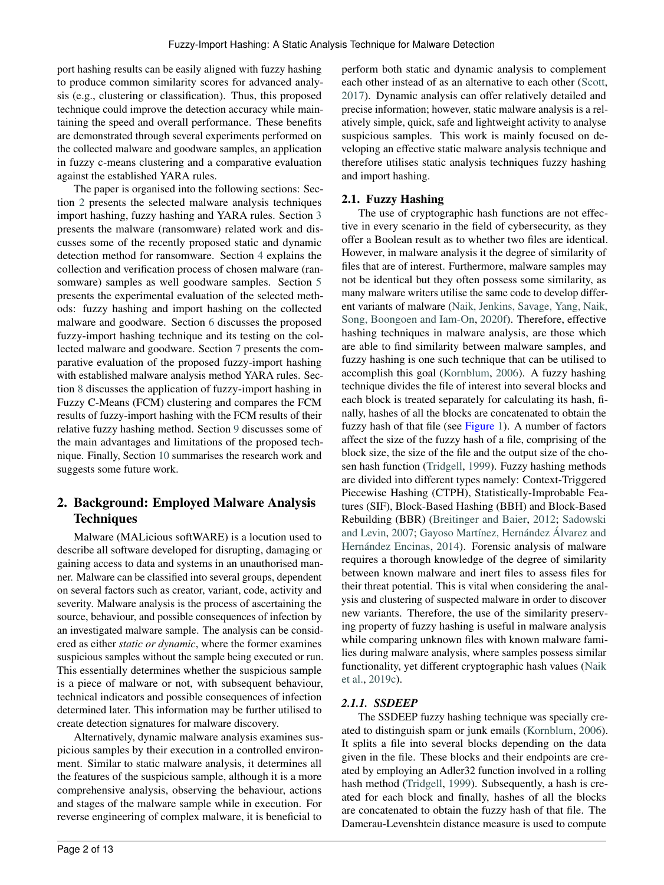port hashing results can be easily aligned with fuzzy hashing to produce common similarity scores for advanced analysis (e.g., clustering or classification). Thus, this proposed technique could improve the detection accuracy while maintaining the speed and overall performance. These benefits are demonstrated through several experiments performed on the collected malware and goodware samples, an application in fuzzy c-means clustering and a comparative evaluation against the established YARA rules.

The paper is organised into the following sections: Section 2 presents the selected malware analysis techniques import hashing, fuzzy hashing and YARA rules. Section 3 presents the malware (ransomware) related work and discusses some of the recently proposed static and dynamic detection method for ransomware. Section 4 explains the collection and verification process of chosen malware (ransomware) samples as well goodware samples. Section 5 presents the experimental evaluation of the selected methods: fuzzy hashing and import hashing on the collected malware and goodware. Section 6 discusses the proposed fuzzy-import hashing technique and its testing on the collected malware and goodware. Section 7 presents the comparative evaluation of the proposed fuzzy-import hashing with established malware analysis method YARA rules. Section 8 discusses the application of fuzzy-import hashing in Fuzzy C-Means (FCM) clustering and compares the FCM results of fuzzy-import hashing with the FCM results of their relative fuzzy hashing method. Section 9 discusses some of the main advantages and limitations of the proposed technique. Finally, Section 10 summarises the research work and suggests some future work.

## 2. Background: Employed Malware Analysis Techniques

Malware (MALicious softWARE) is a locution used to describe all software developed for disrupting, damaging or gaining access to data and systems in an unauthorised manner. Malware can be classified into several groups, dependent on several factors such as creator, variant, code, activity and severity. Malware analysis is the process of ascertaining the source, behaviour, and possible consequences of infection by an investigated malware sample. The analysis can be considered as either *static or dynamic*, where the former examines suspicious samples without the sample being executed or run. This essentially determines whether the suspicious sample is a piece of malware or not, with subsequent behaviour, technical indicators and possible consequences of infection determined later. This information may be further utilised to create detection signatures for malware discovery.

Alternatively, dynamic malware analysis examines suspicious samples by their execution in a controlled environment. Similar to static malware analysis, it determines all the features of the suspicious sample, although it is a more comprehensive analysis, observing the behaviour, actions and stages of the malware sample while in execution. For reverse engineering of complex malware, it is beneficial to perform both static and dynamic analysis to complement each other instead of as an alternative to each other (Scott, 2017). Dynamic analysis can offer relatively detailed and precise information; however, static malware analysis is a relatively simple, quick, safe and lightweight activity to analyse suspicious samples. This work is mainly focused on developing an effective static malware analysis technique and therefore utilises static analysis techniques fuzzy hashing and import hashing.

### 2.1. Fuzzy Hashing

The use of cryptographic hash functions are not effective in every scenario in the field of cybersecurity, as they offer a Boolean result as to whether two files are identical. However, in malware analysis it the degree of similarity of files that are of interest. Furthermore, malware samples may not be identical but they often possess some similarity, as many malware writers utilise the same code to develop different variants of malware (Naik, Jenkins, Savage, Yang, Naik, Song, Boongoen and Iam-On, 2020f). Therefore, effective hashing techniques in malware analysis, are those which are able to find similarity between malware samples, and fuzzy hashing is one such technique that can be utilised to accomplish this goal (Kornblum, 2006). A fuzzy hashing technique divides the file of interest into several blocks and each block is treated separately for calculating its hash, finally, hashes of all the blocks are concatenated to obtain the fuzzy hash of that file (see Figure 1). A number of factors affect the size of the fuzzy hash of a file, comprising of the block size, the size of the file and the output size of the chosen hash function (Tridgell, 1999). Fuzzy hashing methods are divided into different types namely: Context-Triggered Piecewise Hashing (CTPH), Statistically-Improbable Features (SIF), Block-Based Hashing (BBH) and Block-Based Rebuilding (BBR) (Breitinger and Baier, 2012; Sadowski and Levin, 2007; Gayoso Martínez, Hernández Álvarez and Hernández Encinas, 2014). Forensic analysis of malware requires a thorough knowledge of the degree of similarity between known malware and inert files to assess files for their threat potential. This is vital when considering the analysis and clustering of suspected malware in order to discover new variants. Therefore, the use of the similarity preserving property of fuzzy hashing is useful in malware analysis while comparing unknown files with known malware families during malware analysis, where samples possess similar functionality, yet different cryptographic hash values (Naik et al., 2019c).

#### *2.1.1. SSDEEP*

The SSDEEP fuzzy hashing technique was specially created to distinguish spam or junk emails (Kornblum, 2006). It splits a file into several blocks depending on the data given in the file. These blocks and their endpoints are created by employing an Adler32 function involved in a rolling hash method (Tridgell, 1999). Subsequently, a hash is created for each block and finally, hashes of all the blocks are concatenated to obtain the fuzzy hash of that file. The Damerau-Levenshtein distance measure is used to compute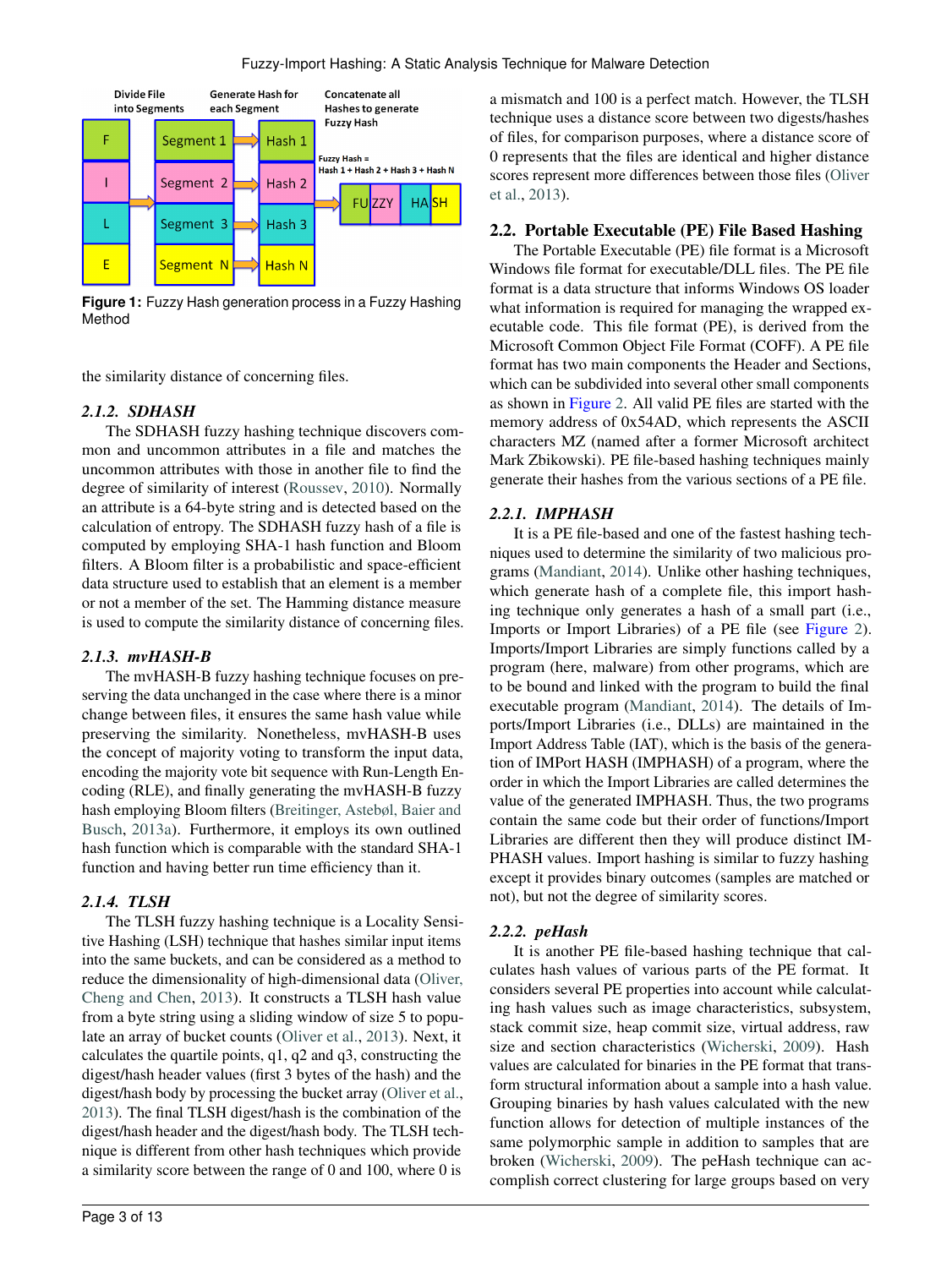Figure 1: Fuzzy Hash generation process in a Fuzzy Hashing Method

the similarity distance of concerning files.

#### 2.1.2. SDHASH

The SDHASH fuzzy hashing technique discovers common and uncommon attributes in a file and matches the uncommon attributes with those in another file to find the degree of similarity of interest (Roussev, 2010). Normally an attribute is a 64-byte string and is detected based on the calculation of entropy. The SDHASH fuzzy hash of a file is computed by employing SHA-1 hash function and Bloom filters. A Bloom filter is a probabilistic and space-efficient data structure used to establish that an element is a member or not a member of the set. The Hamming distance measure is used to compute the similarity distance of concerning files.

#### 2.1.3. mvHASH-B

The mvHASH-B fuzzy hashing technique focuses on preserving the data unchanged in the case where there is a minor change between files, it ensures the same hash value while preserving the similarity. Nonetheless, mvHASH-B uses the concept of majority voting to transform the input data, encoding the majority vote bit sequence with Run-Length Encoding (RLE), and finally generating the mvHASH-B fuzzy hash employing Bloom filters (Breitinger, Astebøl, Baier and Busch, 2013a). Furthermore, it employs its own outlined hash function which is comparable with the standard SHA-1 function and having better run time efficiency than it.

#### 2.1.4. TLSH

The TLSH fuzzy hashing technique is a Locality Sensitive Hashing (LSH) technique that hashes similar input items into the same buckets, and can be considered as a method to reduce the dimensionality of high-dimensional data (Oliver, Cheng and Chen, 2013). It constructs a TLSH hash value from a byte string using a sliding window of size 5 to populate an array of bucket counts (Oliver et al., 2013). Next, it calculates the quartile points, q1, q2 and q3, constructing the digest/hash header values (first 3 bytes of the hash) and the digest/hash body by processing the bucket array (Oliver et al., 2013). The final TLSH digest/hash is the combination of the digest/hash header and the digest/hash body. The TLSH technique is different from other hash techniques which provide a similarity score between the range of 0 and 100, where 0 is a mismatch and 100 is a perfect match. However, the TLSH technique uses a distance score between two digests/hashes of files, for comparison purposes, where a distance score of 0 represents that the files are identical and higher distance scores represent more differences between those files (Oliver et al., 2013).

### 2.2. Portable Executable (PE) File Based Hashing

The Portable Executable (PE) file format is a Microsoft Windows file format for executable/DLL files. The PE file format is a data structure that informs Windows OS loader what information is required for managing the wrapped executable code. This file format (PE), is derived from the Microsoft Common Object File Format (COFF). A PE file format has two main components the Header and Sections, which can be subdivided into several other small components as shown in Figure 2. All valid PE files are started with the memory address of 0x54AD, which represents the ASCII characters MZ (named after a former Microsoft architect Mark Zbikowski). PE file-based hashing techniques mainly generate their hashes from the various sections of a PE file.

#### 2.2.1. IMPHASH

It is a PE file-based and one of the fastest hashing techniques used to determine the similarity of two malicious programs (Mandiant, 2014). Unlike other hashing techniques, which generate hash of a complete file, this import hashing technique only generates a hash of a small part (i.e., Imports or Import Libraries) of a PE file (see Figure 2). Imports/Import Libraries are simply functions called by a program (here, malware) from other programs, which are to be bound and linked with the program to build the final executable program (Mandiant, 2014). The details of Imports/Import Libraries (i.e., DLLs) are maintained in the Import Address Table (IAT), which is the basis of the generation of IMPort HASH (IMPHASH) of a program, where the order in which the Import Libraries are called determines the value of the generated IMPHASH. Thus, the two programs contain the same code but their order of functions/Import Libraries are different then they will produce distinct IMPHASH values. Import hashing is similar to fuzzy hashing except it provides binary outcomes (samples are matched or not), but not the degree of similarity scores.

#### 2.2.2. peHash

It is another PE file-based hashing technique that calculates hash values of various parts of the PE format. It considers several PE properties into account while calculating hash values such as image characteristics, subsystem, stack commit size, heap commit size, virtual address, raw size and section characteristics (Wicherski, 2009). Hash values are calculated for binaries in the PE format that transform structural information about a sample into a hash value. Grouping binaries by hash values calculated with the new function allows for detection of multiple instances of the same polymorphic sample in addition to samples that are broken (Wicherski, 2009). The peHash technique can accomplish correct clustering for large groups based on very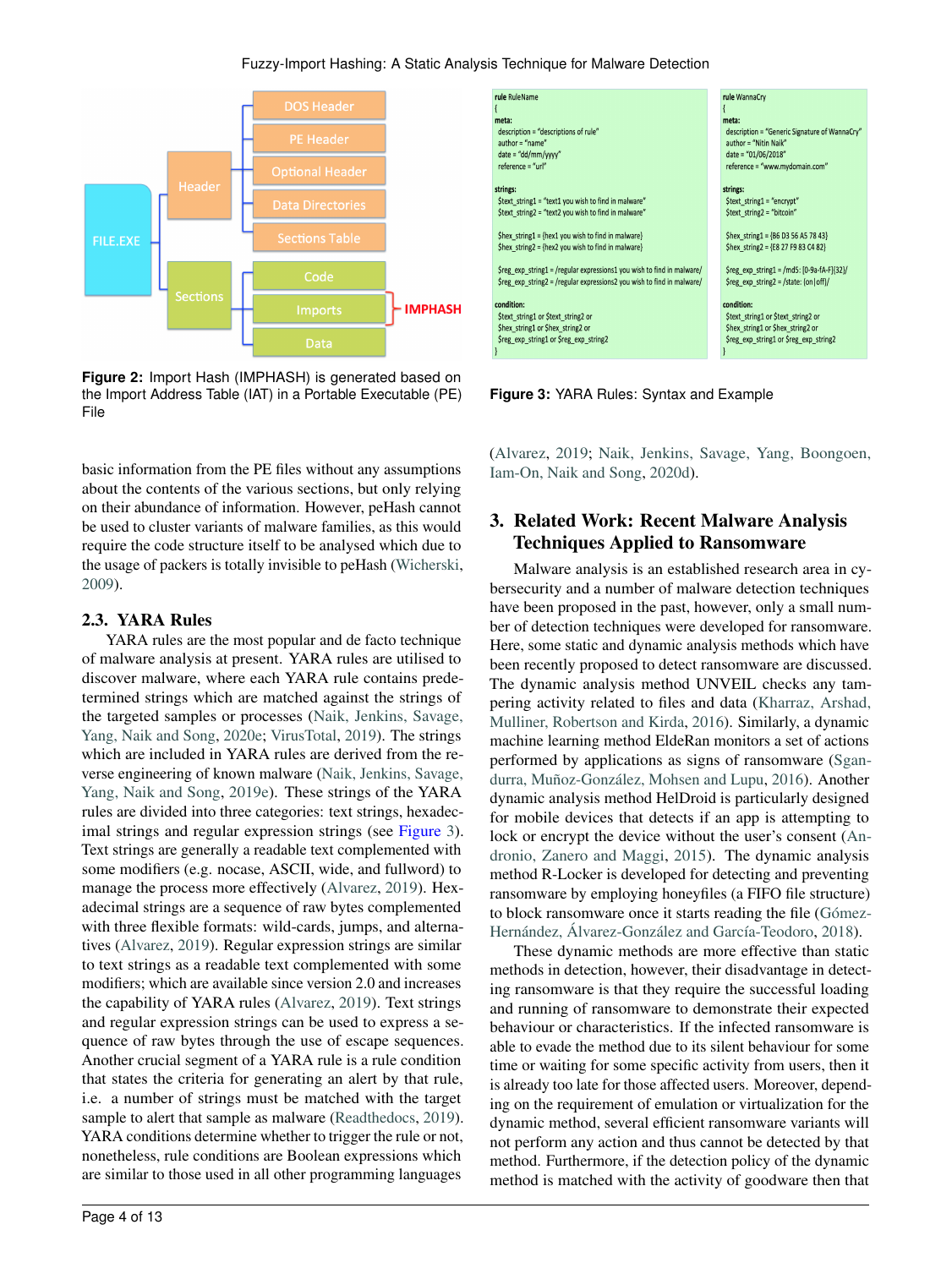**Figure 2:** Import Hash (IMPHASH) is generated based on the Import Address Table (IAT) in a Portable Executable (PE) File

```
rule RuleName
{
meta:
  description = "descriptions of rule"
  author = "name"
  date = "dd/mm/yyyy"
  reference = "url"

strings:
  $text_string1 = "text1 you wish to find in malware"
  $text_string2 = "text2 you wish to find in malware"

  $hex_string1 = {hex1 you wish to find in malware}
  $hex_string2 = {hex2 you wish to find in malware}

  $reg_exp_string1 = /regular expressions1 you wish to find in malware/
  $reg_exp_string2 = /regular expressions2 you wish to find in malware/

condition:
  $text_string1 or $text_string2 or
  $hex_string1 or $hex_string2 or
  $reg_exp_string1 or $reg_exp_string2
}
```

```
rule WannaCry
{
meta:
  description = "Generic Signature of WannaCry"
  author = "Nitin Naik"
  date = "01/06/2018"
  reference = "www.mydomain.com"

strings:
  $text_string1 = "encrypt"
  $text_string2 = "bitcoin"

  $hex_string1 = {B6 D3 56 A5 78 43}
  $hex_string2 = {E8 27 F9 83 C4 82}

  $reg_exp_string1 = /md5: [0-9a-fA-F]{32}/
  $reg_exp_string2 = /state: (on|off)/

condition:
  $text_string1 or $text_string2 or
  $hex_string1 or $hex_string2 or
  $reg_exp_string1 or $reg_exp_string2
}
```

**Figure 3:** YARA Rules: Syntax and Example

basic information from the PE files without any assumptions about the contents of the various sections, but only relying on their abundance of information. However, peHash cannot be used to cluster variants of malware families, as this would require the code structure itself to be analysed which due to the usage of packers is totally invisible to peHash (Wicherski, 2009).

### 2.3. YARA Rules

YARA rules are the most popular and de facto technique of malware analysis at present. YARA rules are utilised to discover malware, where each YARA rule contains predetermined strings which are matched against the strings of the targeted samples or processes (Naik, Jenkins, Savage, Yang, Naik and Song, 2020e; VirusTotal, 2019). The strings which are included in YARA rules are derived from the reverse engineering of known malware (Naik, Jenkins, Savage, Yang, Naik and Song, 2019e). These strings of the YARA rules are divided into three categories: text strings, hexadecimal strings and regular expression strings (see Figure 3). Text strings are generally a readable text complemented with some modifiers (e.g. nocase, ASCII, wide, and fullword) to manage the process more effectively (Alvarez, 2019). Hexadecimal strings are a sequence of raw bytes complemented with three flexible formats: wild-cards, jumps, and alternatives (Alvarez, 2019). Regular expression strings are similar to text strings as a readable text complemented with some modifiers; which are available since version 2.0 and increases the capability of YARA rules (Alvarez, 2019). Text strings and regular expression strings can be used to express a sequence of raw bytes through the use of escape sequences. Another crucial segment of a YARA rule is a rule condition that states the criteria for generating an alert by that rule, i.e. a number of strings must be matched with the target sample to alert that sample as malware (Readthedocs, 2019). YARA conditions determine whether to trigger the rule or not, nonetheless, rule conditions are Boolean expressions which are similar to those used in all other programming languages (Alvarez, 2019; Naik, Jenkins, Savage, Yang, Boongoen, Iam-On, Naik and Song, 2020d).

## 3. Related Work: Recent Malware Analysis Techniques Applied to Ransomware

Malware analysis is an established research area in cybersecurity and a number of malware detection techniques have been proposed in the past, however, only a small number of detection techniques were developed for ransomware. Here, some static and dynamic analysis methods which have been recently proposed to detect ransomware are discussed. The dynamic analysis method UNVEIL checks any tampering activity related to files and data (Kharraz, Arshad, Mulliner, Robertson and Kirda, 2016). Similarly, a dynamic machine learning method EldeRan monitors a set of actions performed by applications as signs of ransomware (Sgandurra, Muñoz-González, Mohsen and Lupu, 2016). Another dynamic analysis method HelDroid is particularly designed for mobile devices that detects if an app is attempting to lock or encrypt the device without the user's consent (Andronio, Zanero and Maggi, 2015). The dynamic analysis method R-Locker is developed for detecting and preventing ransomware by employing honeyfiles (a FIFO file structure) to block ransomware once it starts reading the file (Gómez-Hernández, Álvarez-González and García-Teodoro, 2018).

These dynamic methods are more effective than static methods in detection, however, their disadvantage in detecting ransomware is that they require the successful loading and running of ransomware to demonstrate their expected behaviour or characteristics. If the infected ransomware is able to evade the method due to its silent behaviour for some time or waiting for some specific activity from users, then it is already too late for those affected users. Moreover, depending on the requirement of emulation or virtualization for the dynamic method, several efficient ransomware variants will not perform any action and thus cannot be detected by that method. Furthermore, if the detection policy of the dynamic method is matched with the activity of goodware then that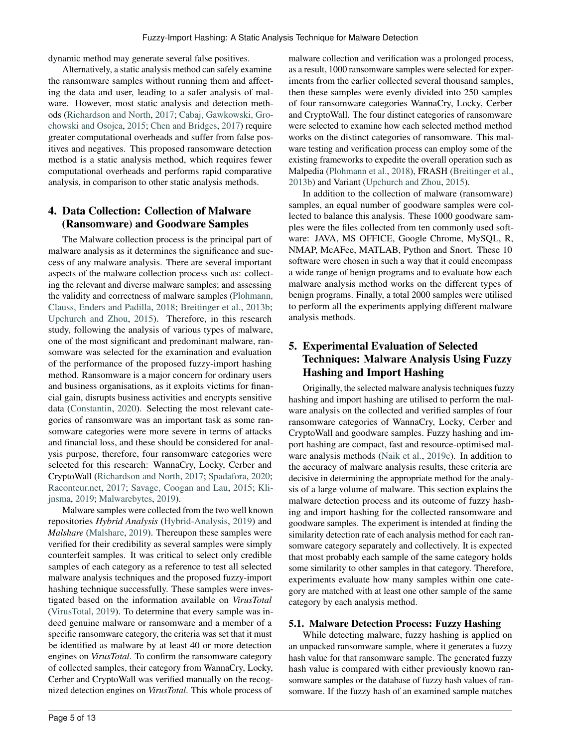dynamic method may generate several false positives.

Alternatively, a static analysis method can safely examine the ransomware samples without running them and affecting the data and user, leading to a safer analysis of malware. However, most static analysis and detection methods (Richardson and North, 2017; Cabaj, Gawkowski, Grochowski and Osojca, 2015; Chen and Bridges, 2017) require greater computational overheads and suffer from false positives and negatives. This proposed ransomware detection method is a static analysis method, which requires fewer computational overheads and performs rapid comparative analysis, in comparison to other static analysis methods.

## 4. Data Collection: Collection of Malware (Ransomware) and Goodware Samples

The Malware collection process is the principal part of malware analysis as it determines the significance and success of any malware analysis. There are several important aspects of the malware collection process such as: collecting the relevant and diverse malware samples; and assessing the validity and correctness of malware samples (Plohmann, Clauss, Enders and Padilla, 2018; Breitinger et al., 2013b; Upchurch and Zhou, 2015). Therefore, in this research study, following the analysis of various types of malware, one of the most significant and predominant malware, ransomware was selected for the examination and evaluation of the performance of the proposed fuzzy-import hashing method. Ransomware is a major concern for ordinary users and business organisations, as it exploits victims for financial gain, disrupts business activities and encrypts sensitive data (Constantin, 2020). Selecting the most relevant categories of ransomware was an important task as some ransomware categories were more severe in terms of attacks and financial loss, and these should be considered for analysis purpose, therefore, four ransomware categories were selected for this research: WannaCry, Locky, Cerber and CryptoWall (Richardson and North, 2017; Spadafora, 2020; Raconteur.net, 2017; Savage, Coogan and Lau, 2015; Klijnsma, 2019; Malwarebytes, 2019).

Malware samples were collected from the two well known repositories *Hybrid Analysis* (Hybrid-Analysis, 2019) and *Malshare* (Malshare, 2019). Thereupon these samples were verified for their credibility as several samples were simply counterfeit samples. It was critical to select only credible samples of each category as a reference to test all selected malware analysis techniques and the proposed fuzzy-import hashing technique successfully. These samples were investigated based on the information available on *VirusTotal* (VirusTotal, 2019). To determine that every sample was indeed genuine malware or ransomware and a member of a specific ransomware category, the criteria was set that it must be identified as malware by at least 40 or more detection engines on *VirusTotal*. To confirm the ransomware category of collected samples, their category from WannaCry, Locky, Cerber and CryptoWall was verified manually on the recognized detection engines on *VirusTotal*. This whole process of malware collection and verification was a prolonged process, as a result, 1000 ransomware samples were selected for experiments from the earlier collected several thousand samples, then these samples were evenly divided into 250 samples of four ransomware categories WannaCry, Locky, Cerber and CryptoWall. The four distinct categories of ransomware were selected to examine how each selected method method works on the distinct categories of ransomware. This malware testing and verification process can employ some of the existing frameworks to expedite the overall operation such as Malpedia (Plohmann et al., 2018), FRASH (Breitinger et al., 2013b) and Variant (Upchurch and Zhou, 2015).

In addition to the collection of malware (ransomware) samples, an equal number of goodware samples were collected to balance this analysis. These 1000 goodware samples were the files collected from ten commonly used software: JAVA, MS OFFICE, Google Chrome, MySQL, R, NMAP, McAFee, MATLAB, Python and Snort. These 10 software were chosen in such a way that it could encompass a wide range of benign programs and to evaluate how each malware analysis method works on the different types of benign programs. Finally, a total 2000 samples were utilised to perform all the experiments applying different malware analysis methods.

## 5. Experimental Evaluation of Selected Techniques: Malware Analysis Using Fuzzy Hashing and Import Hashing

Originally, the selected malware analysis techniques fuzzy hashing and import hashing are utilised to perform the malware analysis on the collected and verified samples of four ransomware categories of WannaCry, Locky, Cerber and CryptoWall and goodware samples. Fuzzy hashing and import hashing are compact, fast and resource-optimised malware analysis methods (Naik et al., 2019c). In addition to the accuracy of malware analysis results, these criteria are decisive in determining the appropriate method for the analysis of a large volume of malware. This section explains the malware detection process and its outcome of fuzzy hashing and import hashing for the collected ransomware and goodware samples. The experiment is intended at finding the similarity detection rate of each analysis method for each ransomware category separately and collectively. It is expected that most probably each sample of the same category holds some similarity to other samples in that category. Therefore, experiments evaluate how many samples within one category are matched with at least one other sample of the same category by each analysis method.

### 5.1. Malware Detection Process: Fuzzy Hashing

While detecting malware, fuzzy hashing is applied on an unpacked ransomware sample, where it generates a fuzzy hash value for that ransomware sample. The generated fuzzy hash value is compared with either previously known ransomware samples or the database of fuzzy hash values of ransomware. If the fuzzy hash of an examined sample matches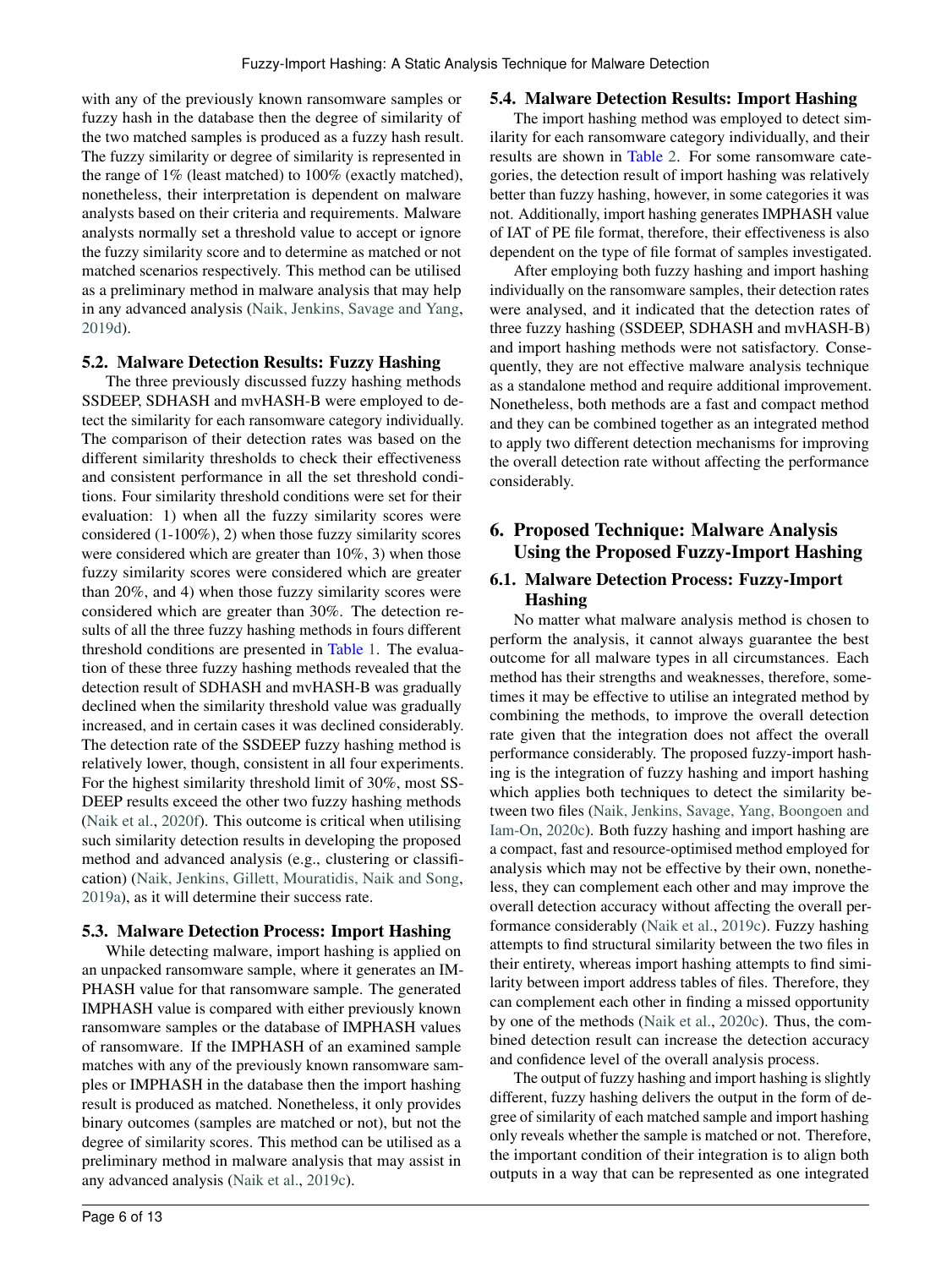with any of the previously known ransomware samples or fuzzy hash in the database then the degree of similarity of the two matched samples is produced as a fuzzy hash result. The fuzzy similarity or degree of similarity is represented in the range of 1% (least matched) to 100% (exactly matched), nonetheless, their interpretation is dependent on malware analysts based on their criteria and requirements. Malware analysts normally set a threshold value to accept or ignore the fuzzy similarity score and to determine as matched or not matched scenarios respectively. This method can be utilised as a preliminary method in malware analysis that may help in any advanced analysis (Naik, Jenkins, Savage and Yang, 2019d).

## 5.2. Malware Detection Results: Fuzzy Hashing

The three previously discussed fuzzy hashing methods SSDEEP, SDHASH and mvHASH-B were employed to detect the similarity for each ransomware category individually. The comparison of their detection rates was based on the different similarity thresholds to check their effectiveness and consistent performance in all the set threshold conditions. Four similarity threshold conditions were set for their evaluation: 1) when all the fuzzy similarity scores were considered (1-100%), 2) when those fuzzy similarity scores were considered which are greater than 10%, 3) when those fuzzy similarity scores were considered which are greater than 20%, and 4) when those fuzzy similarity scores were considered which are greater than 30%. The detection results of all the three fuzzy hashing methods in fours different threshold conditions are presented in Table 1. The evaluation of these three fuzzy hashing methods revealed that the detection result of SDHASH and mvHASH-B was gradually declined when the similarity threshold value was gradually increased, and in certain cases it was declined considerably. The detection rate of the SSDEEP fuzzy hashing method is relatively lower, though, consistent in all four experiments. For the highest similarity threshold limit of 30%, most SSDEEP results exceed the other two fuzzy hashing methods (Naik et al., 2020f). This outcome is critical when utilising such similarity detection results in developing the proposed method and advanced analysis (e.g., clustering or classification) (Naik, Jenkins, Gillett, Mouratidis, Naik and Song, 2019a), as it will determine their success rate.

## 5.3. Malware Detection Process: Import Hashing

While detecting malware, import hashing is applied on an unpacked ransomware sample, where it generates an IMPHASH value for that ransomware sample. The generated IMPHASH value is compared with either previously known ransomware samples or the database of IMPHASH values of ransomware. If the IMPHASH of an examined sample matches with any of the previously known ransomware samples or IMPHASH in the database then the import hashing result is produced as matched. Nonetheless, it only provides binary outcomes (samples are matched or not), but not the degree of similarity scores. This method can be utilised as a preliminary method in malware analysis that may assist in any advanced analysis (Naik et al., 2019c).

## 5.4. Malware Detection Results: Import Hashing

The import hashing method was employed to detect similarity for each ransomware category individually, and their results are shown in Table 2. For some ransomware categories, the detection result of import hashing was relatively better than fuzzy hashing, however, in some categories it was not. Additionally, import hashing generates IMPHASH value of IAT of PE file format, therefore, their effectiveness is also dependent on the type of file format of samples investigated.

After employing both fuzzy hashing and import hashing individually on the ransomware samples, their detection rates were analysed, and it indicated that the detection rates of three fuzzy hashing (SSDEEP, SDHASH and mvHASH-B) and import hashing methods were not satisfactory. Consequently, they are not effective malware analysis technique as a standalone method and require additional improvement. Nonetheless, both methods are a fast and compact method and they can be combined together as an integrated method to apply two different detection mechanisms for improving the overall detection rate without affecting the performance considerably.

# 6. Proposed Technique: Malware Analysis Using the Proposed Fuzzy-Import Hashing

## 6.1. Malware Detection Process: Fuzzy-Import Hashing

No matter what malware analysis method is chosen to perform the analysis, it cannot always guarantee the best outcome for all malware types in all circumstances. Each method has their strengths and weaknesses, therefore, sometimes it may be effective to utilise an integrated method by combining the methods, to improve the overall detection rate given that the integration does not affect the overall performance considerably. The proposed fuzzy-import hashing is the integration of fuzzy hashing and import hashing which applies both techniques to detect the similarity between two files (Naik, Jenkins, Savage, Yang, Boongoen and Iam-On, 2020c). Both fuzzy hashing and import hashing are a compact, fast and resource-optimised method employed for analysis which may not be effective by their own, nonetheless, they can complement each other and may improve the overall detection accuracy without affecting the overall performance considerably (Naik et al., 2019c). Fuzzy hashing attempts to find structural similarity between the two files in their entirety, whereas import hashing attempts to find similarity between import address tables of files. Therefore, they can complement each other in finding a missed opportunity by one of the methods (Naik et al., 2020c). Thus, the combined detection result can increase the detection accuracy and confidence level of the overall analysis process.

The output of fuzzy hashing and import hashing is slightly different, fuzzy hashing delivers the output in the form of degree of similarity of each matched sample and import hashing only reveals whether the sample is matched or not. Therefore, the important condition of their integration is to align both outputs in a way that can be represented as one integrated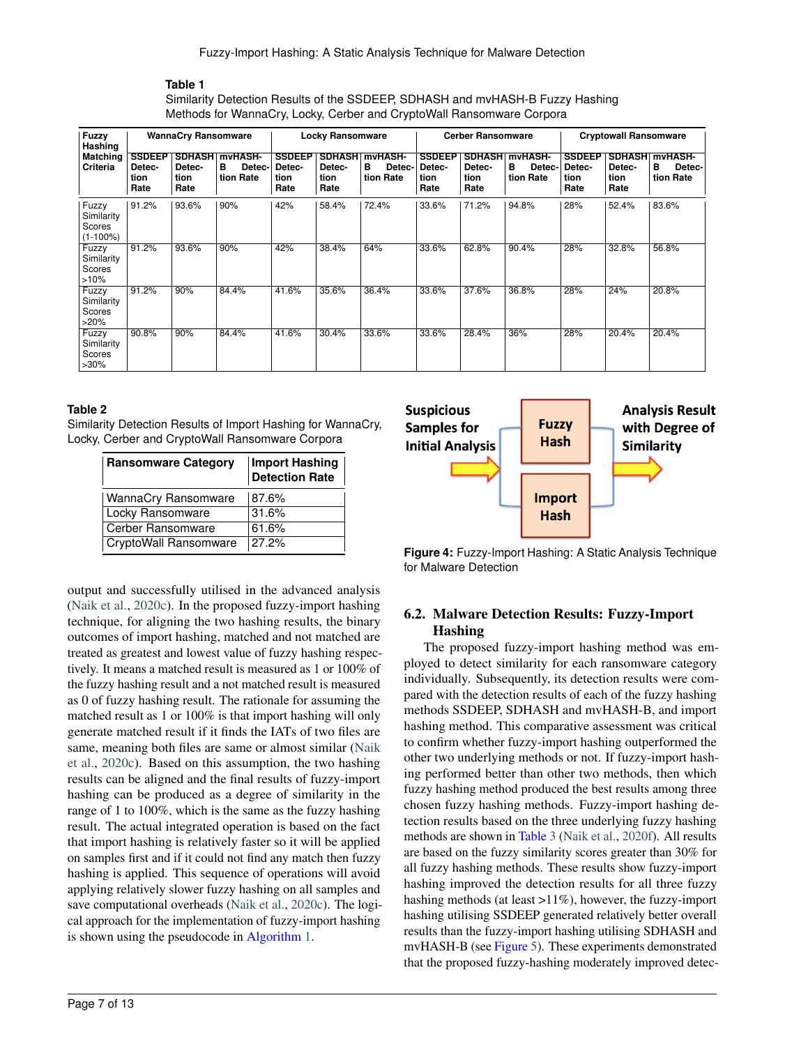**Table 1**
Similarity Detection Results of the SSDEEP, SDHASH and mvHASH-B Fuzzy Hashing Methods for WannaCry, Locky, Cerber and CryptoWall Ransomware Corpora

| Fuzzy Hashing Matching Criteria | WannaCry Ransomware | | | Locky Ransomware | | | Cerber Ransomware | | | Cryptowall Ransomware | | |
|---|---|---|---|---|---|---|---|---|---|---|---|---|
| | SSDEEP Detection Rate | SDHASH Detection Rate | mvHASH-B Detection Rate | SSDEEP Detection Rate | SDHASH Detection Rate | mvHASH-B Detection Rate | SSDEEP Detection Rate | SDHASH Detection Rate | mvHASH-B Detection Rate | SSDEEP Detection Rate | SDHASH Detection Rate | mvHASH-B Detection Rate |
| Fuzzy Similarity Scores (1-100%) | 91.2% | 93.6% | 90% | 42% | 58.4% | 72.4% | 33.6% | 71.2% | 94.8% | 28% | 52.4% | 83.6% |
| Fuzzy Similarity Scores >10% | 91.2% | 93.6% | 90% | 42% | 38.4% | 64% | 33.6% | 62.8% | 90.4% | 28% | 32.8% | 56.8% |
| Fuzzy Similarity Scores >20% | 91.2% | 90% | 84.4% | 41.6% | 35.6% | 36.4% | 33.6% | 37.6% | 36.8% | 28% | 24% | 20.8% |
| Fuzzy Similarity Scores >30% | 90.8% | 90% | 84.4% | 41.6% | 30.4% | 33.6% | 33.6% | 28.4% | 36% | 28% | 20.4% | 20.4% |

**Table 2**
Similarity Detection Results of Import Hashing for WannaCry, Locky, Cerber and CryptoWall Ransomware Corpora

| Ransomware Category | Import Hashing Detection Rate |
|---|---|
| WannaCry Ransomware | 87.6% |
| Locky Ransomware | 31.6% |
| Cerber Ransomware | 61.6% |
| CryptoWall Ransomware | 27.2% |

output and successfully utilised in the advanced analysis (Naik et al., 2020c). In the proposed fuzzy-import hashing technique, for aligning the two hashing results, the binary outcomes of import hashing, matched and not matched are treated as greatest and lowest value of fuzzy hashing respectively. It means a matched result is measured as 1 or 100% of the fuzzy hashing result and a not matched result is measured as 0 of fuzzy hashing result. The rationale for assuming the matched result as 1 or 100% is that import hashing will only generate matched result if it finds the IATs of two files are same, meaning both files are same or almost similar (Naik et al., 2020c). Based on this assumption, the two hashing results can be aligned and the final results of fuzzy-import hashing can be produced as a degree of similarity in the range of 1 to 100%, which is the same as the fuzzy hashing result. The actual integrated operation is based on the fact that import hashing is relatively faster so it will be applied on samples first and if it could not find any match then fuzzy hashing is applied. This sequence of operations will avoid applying relatively slower fuzzy hashing on all samples and save computational overheads (Naik et al., 2020c). The logical approach for the implementation of fuzzy-import hashing is shown using the pseudocode in Algorithm 1.

Suspicious Samples for Initial Analysis → Fuzzy Hash / Import Hash → Analysis Result with Degree of Similarity

**Figure 4:** Fuzzy-Import Hashing: A Static Analysis Technique for Malware Detection

## 6.2. Malware Detection Results: Fuzzy-Import Hashing

The proposed fuzzy-import hashing method was employed to detect similarity for each ransomware category individually. Subsequently, its detection results were compared with the detection results of each of the fuzzy hashing methods SSDEEP, SDHASH and mvHASH-B, and import hashing method. This comparative assessment was critical to confirm whether fuzzy-import hashing outperformed the other two underlying methods or not. If fuzzy-import hashing performed better than other two methods, then which fuzzy hashing method produced the best results among three chosen fuzzy hashing methods. Fuzzy-import hashing detection results based on the three underlying fuzzy hashing methods are shown in Table 3 (Naik et al., 2020f). All results are based on the fuzzy similarity scores greater than 30% for all fuzzy hashing methods. These results show fuzzy-import hashing improved the detection results for all three fuzzy hashing methods (at least >11%), however, the fuzzy-import hashing utilising SSDEEP generated relatively better overall results than the fuzzy-import hashing utilising SDHASH and mvHASH-B (see Figure 5). These experiments demonstrated that the proposed fuzzy-hashing moderately improved detec-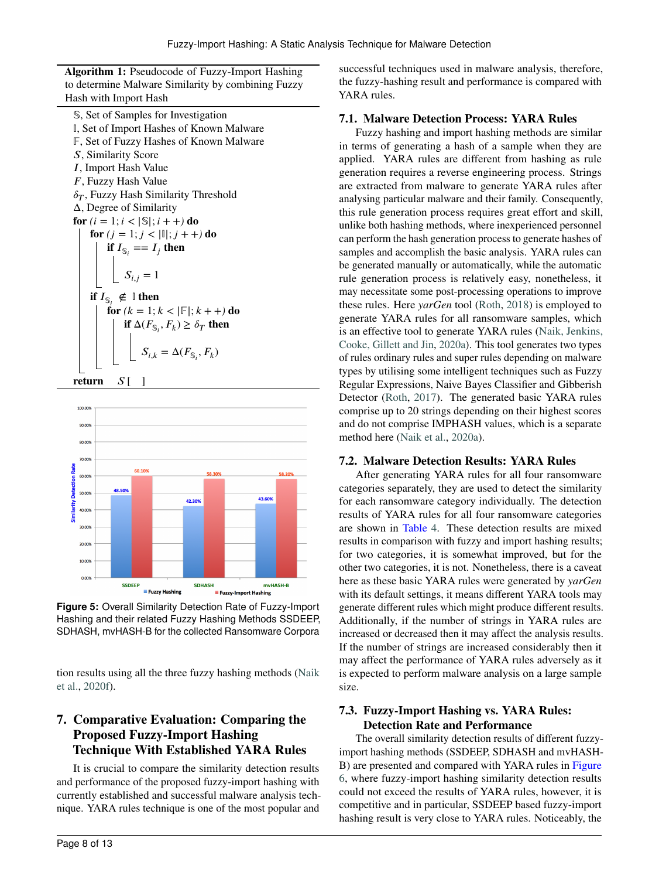**Algorithm 1:** Pseudocode of Fuzzy-Import Hashing to determine Malware Similarity by combining Fuzzy Hash with Import Hash

$\mathbb{S}$, Set of Samples for Investigation
$\mathbb{I}$, Set of Import Hashes of Known Malware
$\mathbb{F}$, Set of Fuzzy Hashes of Known Malware
$S$, Similarity Score
$I$, Import Hash Value
$F$, Fuzzy Hash Value
$\delta_T$, Fuzzy Hash Similarity Threshold
$\Delta$, Degree of Similarity

**for** $(i = 1; i < |\mathbb{S}|; i++)$ **do**
  **for** $(j = 1; j < |\mathbb{I}|; j++)$ **do**
    **if** $I_{\mathbb{S}_i} == I_j$ **then**
      $S_{i,j} = 1$
  **if** $I_{\mathbb{S}_i} \notin \mathbb{I}$ **then**
    **for** $(k = 1; k < |\mathbb{F}|; k++)$ **do**
      **if** $\Delta(F_{\mathbb{S}_i}, F_k) \geq \delta_T$ **then**
        $S_{i,k} = \Delta(F_{\mathbb{S}_i}, F_k)$

**return** $S[\ ]$

**Figure 5:** Overall Similarity Detection Rate of Fuzzy-Import Hashing and their related Fuzzy Hashing Methods SSDEEP, SDHASH, mvHASH-B for the collected Ransomware Corpora

tion results using all the three fuzzy hashing methods (Naik et al., 2020f).

## 7. Comparative Evaluation: Comparing the Proposed Fuzzy-Import Hashing Technique With Established YARA Rules

It is crucial to compare the similarity detection results and performance of the proposed fuzzy-import hashing with currently established and successful malware analysis technique. YARA rules technique is one of the most popular and successful techniques used in malware analysis, therefore, the fuzzy-hashing result and performance is compared with YARA rules.

### 7.1. Malware Detection Process: YARA Rules

Fuzzy hashing and import hashing methods are similar in terms of generating a hash of a sample when they are applied. YARA rules are different from hashing as rule generation requires a reverse engineering process. Strings are extracted from malware to generate YARA rules after analysing particular malware and their family. Consequently, this rule generation process requires great effort and skill, unlike both hashing methods, where inexperienced personnel can perform the hash generation process to generate hashes of samples and accomplish the basic analysis. YARA rules can be generated manually or automatically, while the automatic rule generation process is relatively easy, nonetheless, it may necessitate some post-processing operations to improve these rules. Here *yarGen* tool (Roth, 2018) is employed to generate YARA rules for all ransomware samples, which is an effective tool to generate YARA rules (Naik, Jenkins, Cooke, Gillett and Jin, 2020a). This tool generates two types of rules ordinary rules and super rules depending on malware types by utilising some intelligent techniques such as Fuzzy Regular Expressions, Naive Bayes Classifier and Gibberish Detector (Roth, 2017). The generated basic YARA rules comprise up to 20 strings depending on their highest scores and do not comprise IMPHASH values, which is a separate method here (Naik et al., 2020a).

### 7.2. Malware Detection Results: YARA Rules

After generating YARA rules for all four ransomware categories separately, they are used to detect the similarity for each ransomware category individually. The detection results of YARA rules for all four ransomware categories are shown in Table 4. These detection results are mixed results in comparison with fuzzy and import hashing results; for two categories, it is somewhat improved, but for the other two categories, it is not. Nonetheless, there is a caveat here as these basic YARA rules were generated by *yarGen* with its default settings, it means different YARA tools may generate different rules which might produce different results. Additionally, if the number of strings in YARA rules are increased or decreased then it may affect the analysis results. If the number of strings are increased considerably then it may affect the performance of YARA rules adversely as it is expected to perform malware analysis on a large sample size.

### 7.3. Fuzzy-Import Hashing vs. YARA Rules: Detection Rate and Performance

The overall similarity detection results of different fuzzy-import hashing methods (SSDEEP, SDHASH and mvHASH-B) are presented and compared with YARA rules in Figure 6, where fuzzy-import hashing similarity detection results could not exceed the results of YARA rules, however, it is competitive and in particular, SSDEEP based fuzzy-import hashing result is very close to YARA rules. Noticeably, the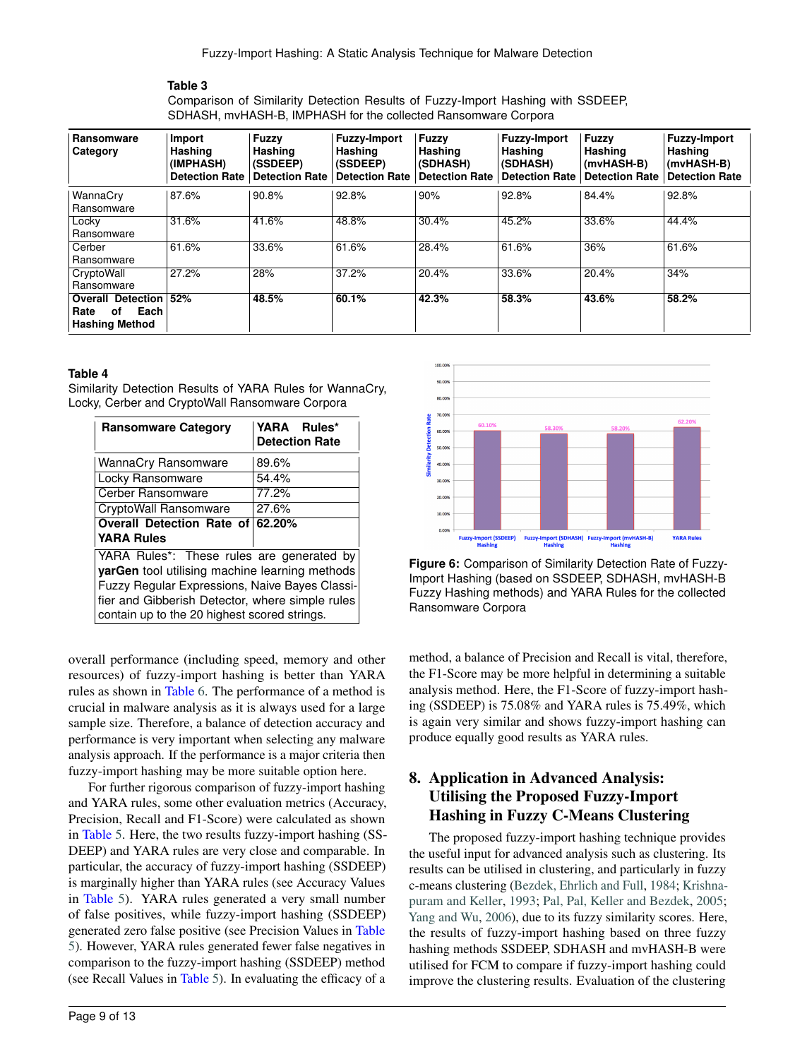**Table 3**
Comparison of Similarity Detection Results of Fuzzy-Import Hashing with SSDEEP, SDHASH, mvHASH-B, IMPHASH for the collected Ransomware Corpora

| Ransomware Category | Import Hashing (IMPHASH) Detection Rate | Fuzzy Hashing (SSDEEP) Detection Rate | Fuzzy-Import Hashing (SSDEEP) Detection Rate | Fuzzy Hashing (SDHASH) Detection Rate | Fuzzy-Import Hashing (SDHASH) Detection Rate | Fuzzy Hashing (mvHASH-B) Detection Rate | Fuzzy-Import Hashing (mvHASH-B) Detection Rate |
|---|---|---|---|---|---|---|---|
| WannaCry Ransomware | 87.6% | 90.8% | 92.8% | 90% | 92.8% | 84.4% | 92.8% |
| Locky Ransomware | 31.6% | 41.6% | 48.8% | 30.4% | 45.2% | 33.6% | 44.4% |
| Cerber Ransomware | 61.6% | 33.6% | 61.6% | 28.4% | 61.6% | 36% | 61.6% |
| CryptoWall Ransomware | 27.2% | 28% | 37.2% | 20.4% | 33.6% | 20.4% | 34% |
| **Overall Detection Rate of Each Hashing Method** | **52%** | **48.5%** | **60.1%** | **42.3%** | **58.3%** | **43.6%** | **58.2%** |

**Table 4**
Similarity Detection Results of YARA Rules for WannaCry, Locky, Cerber and CryptoWall Ransomware Corpora

| Ransomware Category | YARA Rules* Detection Rate |
|---|---|
| WannaCry Ransomware | 89.6% |
| Locky Ransomware | 54.4% |
| Cerber Ransomware | 77.2% |
| CryptoWall Ransomware | 27.6% |
| **Overall Detection Rate of YARA Rules** | **62.20%** |

YARA Rules*: These rules are generated by **yarGen** tool utilising machine learning methods Fuzzy Regular Expressions, Naive Bayes Classifier and Gibberish Detector, where simple rules contain up to the 20 highest scored strings.

**Figure 6:** Comparison of Similarity Detection Rate of Fuzzy-Import Hashing (based on SSDEEP, SDHASH, mvHASH-B Fuzzy Hashing methods) and YARA Rules for the collected Ransomware Corpora

overall performance (including speed, memory and other resources) of fuzzy-import hashing is better than YARA rules as shown in Table 6. The performance of a method is crucial in malware analysis as it is always used for a large sample size. Therefore, a balance of detection accuracy and performance is very important when selecting any malware analysis approach. If the performance is a major criteria then fuzzy-import hashing may be more suitable option here.

For further rigorous comparison of fuzzy-import hashing and YARA rules, some other evaluation metrics (Accuracy, Precision, Recall and F1-Score) were calculated as shown in Table 5. Here, the two results fuzzy-import hashing (SSDEEP) and YARA rules are very close and comparable. In particular, the accuracy of fuzzy-import hashing (SSDEEP) is marginally higher than YARA rules (see Accuracy Values in Table 5). YARA rules generated a very small number of false positives, while fuzzy-import hashing (SSDEEP) generated zero false positive (see Precision Values in Table 5). However, YARA rules generated fewer false negatives in comparison to the fuzzy-import hashing (SSDEEP) method (see Recall Values in Table 5). In evaluating the efficacy of a method, a balance of Precision and Recall is vital, therefore, the F1-Score may be more helpful in determining a suitable analysis method. Here, the F1-Score of fuzzy-import hashing (SSDEEP) is 75.08% and YARA rules is 75.49%, which is again very similar and shows fuzzy-import hashing can produce equally good results as YARA rules.

## 8. Application in Advanced Analysis: Utilising the Proposed Fuzzy-Import Hashing in Fuzzy C-Means Clustering

The proposed fuzzy-import hashing technique provides the useful input for advanced analysis such as clustering. Its results can be utilised in clustering, and particularly in fuzzy c-means clustering (Bezdek, Ehrlich and Full, 1984; Krishnapuram and Keller, 1993; Pal, Pal, Keller and Bezdek, 2005; Yang and Wu, 2006), due to its fuzzy similarity scores. Here, the results of fuzzy-import hashing based on three fuzzy hashing methods SSDEEP, SDHASH and mvHASH-B were utilised for FCM to compare if fuzzy-import hashing could improve the clustering results. Evaluation of the clustering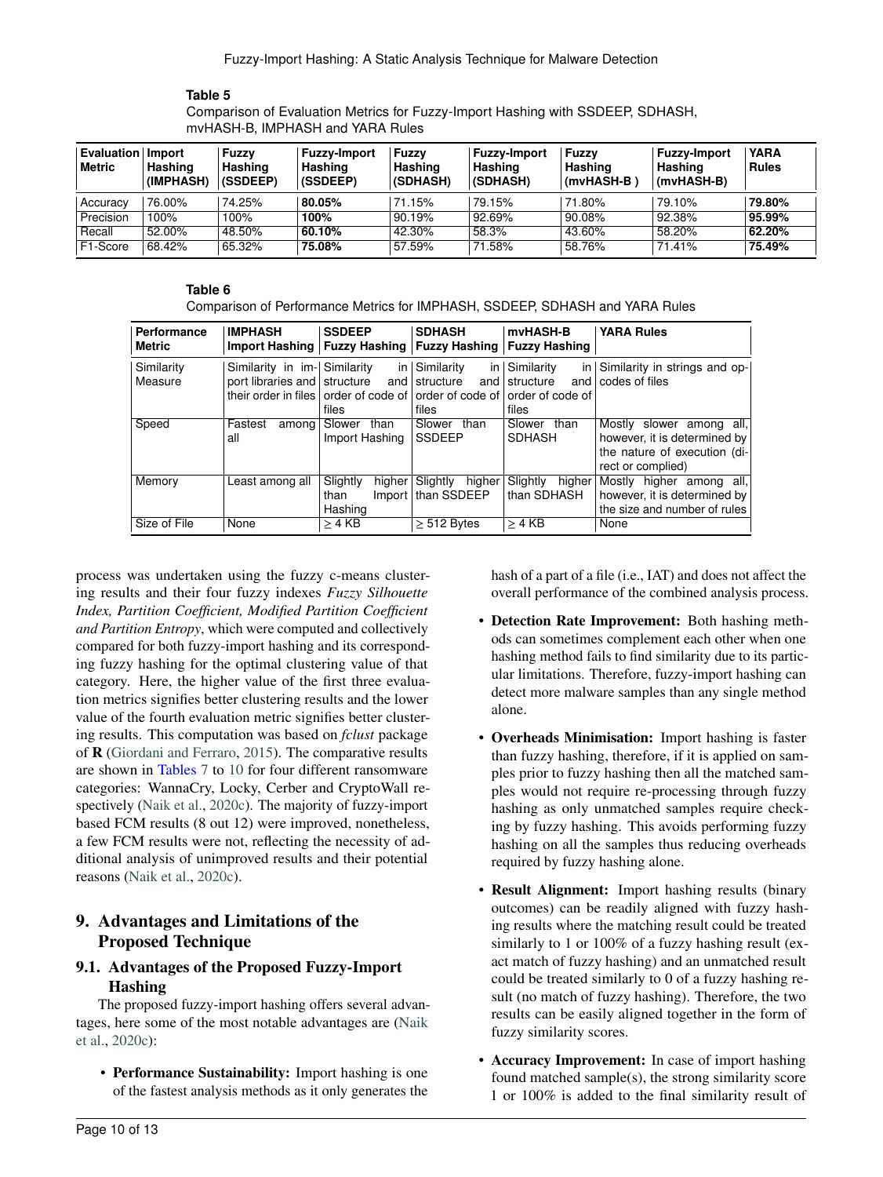**Table 5**
Comparison of Evaluation Metrics for Fuzzy-Import Hashing with SSDEEP, SDHASH, mvHASH-B, IMPHASH and YARA Rules

| Evaluation Metric | Import Hashing (IMPHASH) | Fuzzy Hashing (SSDEEP) | Fuzzy-Import Hashing (SSDEEP) | Fuzzy Hashing (SDHASH) | Fuzzy-Import Hashing (SDHASH) | Fuzzy Hashing (mvHASH-B ) | Fuzzy-Import Hashing (mvHASH-B) | YARA Rules |
|---|---|---|---|---|---|---|---|---|
| Accuracy | 76.00% | 74.25% | **80.05%** | 71.15% | 79.15% | 71.80% | 79.10% | **79.80%** |
| Precision | 100% | 100% | **100%** | 90.19% | 92.69% | 90.08% | 92.38% | **95.99%** |
| Recall | 52.00% | 48.50% | **60.10%** | 42.30% | 58.3% | 43.60% | 58.20% | **62.20%** |
| F1-Score | 68.42% | 65.32% | **75.08%** | 57.59% | 71.58% | 58.76% | 71.41% | **75.49%** |

**Table 6**
Comparison of Performance Metrics for IMPHASH, SSDEEP, SDHASH and YARA Rules

| Performance Metric | IMPHASH Import Hashing | SSDEEP Fuzzy Hashing | SDHASH Fuzzy Hashing | mvHASH-B Fuzzy Hashing | YARA Rules |
|---|---|---|---|---|---|
| Similarity Measure | Similarity in import libraries and their order in files | Similarity in structure and order of code of files | Similarity in structure and order of code of files | Similarity in structure and order of code of files | Similarity in strings and opcodes of files |
| Speed | Fastest among all | Slower than Import Hashing | Slower than SSDEEP | Slower than SDHASH | Mostly slower among all, however, it is determined by the nature of execution (direct or complied) |
| Memory | Least among all | Slightly higher than Import Hashing | Slightly higher than SSDEEP | Slightly higher than SDHASH | Mostly higher among all, however, it is determined by the size and number of rules |
| Size of File | None | $\geq$ 4 KB | $\geq$ 512 Bytes | $\geq$ 4 KB | None |

process was undertaken using the fuzzy c-means clustering results and their four fuzzy indexes *Fuzzy Silhouette Index, Partition Coefficient, Modified Partition Coefficient and Partition Entropy*, which were computed and collectively compared for both fuzzy-import hashing and its corresponding fuzzy hashing for the optimal clustering value of that category. Here, the higher value of the first three evaluation metrics signifies better clustering results and the lower value of the fourth evaluation metric signifies better clustering results. This computation was based on *fclust* package of **R** (Giordani and Ferraro, 2015). The comparative results are shown in Tables 7 to 10 for four different ransomware categories: WannaCry, Locky, Cerber and CryptoWall respectively (Naik et al., 2020c). The majority of fuzzy-import based FCM results (8 out 12) were improved, nonetheless, a few FCM results were not, reflecting the necessity of additional analysis of unimproved results and their potential reasons (Naik et al., 2020c).

## 9. Advantages and Limitations of the Proposed Technique

### 9.1. Advantages of the Proposed Fuzzy-Import Hashing

The proposed fuzzy-import hashing offers several advantages, here some of the most notable advantages are (Naik et al., 2020c):

- **Performance Sustainability:** Import hashing is one of the fastest analysis methods as it only generates the hash of a part of a file (i.e., IAT) and does not affect the overall performance of the combined analysis process.
- **Detection Rate Improvement:** Both hashing methods can sometimes complement each other when one hashing method fails to find similarity due to its particular limitations. Therefore, fuzzy-import hashing can detect more malware samples than any single method alone.
- **Overheads Minimisation:** Import hashing is faster than fuzzy hashing, therefore, if it is applied on samples prior to fuzzy hashing then all the matched samples would not require re-processing through fuzzy hashing as only unmatched samples require checking by fuzzy hashing. This avoids performing fuzzy hashing on all the samples thus reducing overheads required by fuzzy hashing alone.
- **Result Alignment:** Import hashing results (binary outcomes) can be readily aligned with fuzzy hashing results where the matching result could be treated similarly to 1 or 100% of a fuzzy hashing result (exact match of fuzzy hashing) and an unmatched result could be treated similarly to 0 of a fuzzy hashing result (no match of fuzzy hashing). Therefore, the two results can be easily aligned together in the form of fuzzy similarity scores.
- **Accuracy Improvement:** In case of import hashing found matched sample(s), the strong similarity score 1 or 100% is added to the final similarity result of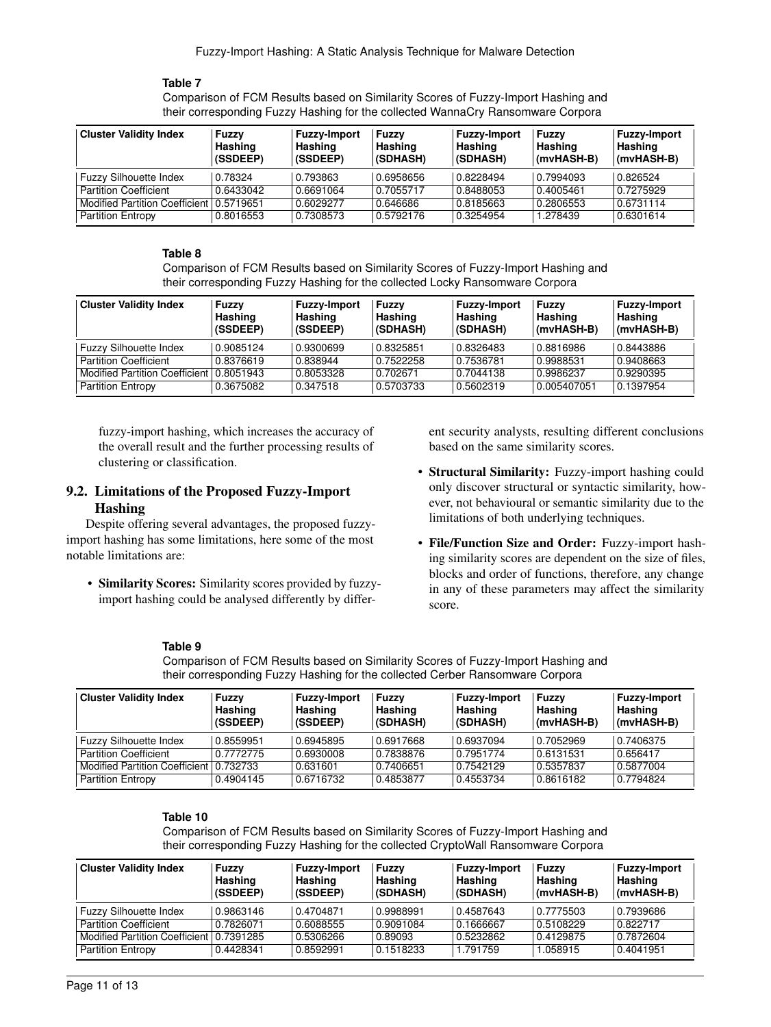**Table 7**

Comparison of FCM Results based on Similarity Scores of Fuzzy-Import Hashing and their corresponding Fuzzy Hashing for the collected WannaCry Ransomware Corpora

| Cluster Validity Index | Fuzzy Hashing (SSDEEP) | Fuzzy-Import Hashing (SSDEEP) | Fuzzy Hashing (SDHASH) | Fuzzy-Import Hashing (SDHASH) | Fuzzy Hashing (mvHASH-B) | Fuzzy-Import Hashing (mvHASH-B) |
|---|---|---|---|---|---|---|
| Fuzzy Silhouette Index | 0.78324 | 0.793863 | 0.6958656 | 0.8228494 | 0.7994093 | 0.826524 |
| Partition Coefficient | 0.6433042 | 0.6691064 | 0.7055717 | 0.8488053 | 0.4005461 | 0.7275929 |
| Modified Partition Coefficient | 0.5719651 | 0.6029277 | 0.646686 | 0.8185663 | 0.2806553 | 0.6731114 |
| Partition Entropy | 0.8016553 | 0.7308573 | 0.5792176 | 0.3254954 | 1.278439 | 0.6301614 |

**Table 8**

Comparison of FCM Results based on Similarity Scores of Fuzzy-Import Hashing and their corresponding Fuzzy Hashing for the collected Locky Ransomware Corpora

| Cluster Validity Index | Fuzzy Hashing (SSDEEP) | Fuzzy-Import Hashing (SSDEEP) | Fuzzy Hashing (SDHASH) | Fuzzy-Import Hashing (SDHASH) | Fuzzy Hashing (mvHASH-B) | Fuzzy-Import Hashing (mvHASH-B) |
|---|---|---|---|---|---|---|
| Fuzzy Silhouette Index | 0.9085124 | 0.9300699 | 0.8325851 | 0.8326483 | 0.8816986 | 0.8443886 |
| Partition Coefficient | 0.8376619 | 0.838944 | 0.7522258 | 0.7536781 | 0.9988531 | 0.9408663 |
| Modified Partition Coefficient | 0.8051943 | 0.8053328 | 0.702671 | 0.7044138 | 0.9986237 | 0.9290395 |
| Partition Entropy | 0.3675082 | 0.347518 | 0.5703733 | 0.5602319 | 0.005407051 | 0.1397954 |

fuzzy-import hashing, which increases the accuracy of the overall result and the further processing results of clustering or classification.

## 9.2. Limitations of the Proposed Fuzzy-Import Hashing

Despite offering several advantages, the proposed fuzzy-import hashing has some limitations, here some of the most notable limitations are:

- **Similarity Scores:** Similarity scores provided by fuzzy-import hashing could be analysed differently by different security analysts, resulting different conclusions based on the same similarity scores.
- **Structural Similarity:** Fuzzy-import hashing could only discover structural or syntactic similarity, however, not behavioural or semantic similarity due to the limitations of both underlying techniques.
- **File/Function Size and Order:** Fuzzy-import hashing similarity scores are dependent on the size of files, blocks and order of functions, therefore, any change in any of these parameters may affect the similarity score.

**Table 9**

Comparison of FCM Results based on Similarity Scores of Fuzzy-Import Hashing and their corresponding Fuzzy Hashing for the collected Cerber Ransomware Corpora

| Cluster Validity Index | Fuzzy Hashing (SSDEEP) | Fuzzy-Import Hashing (SSDEEP) | Fuzzy Hashing (SDHASH) | Fuzzy-Import Hashing (SDHASH) | Fuzzy Hashing (mvHASH-B) | Fuzzy-Import Hashing (mvHASH-B) |
|---|---|---|---|---|---|---|
| Fuzzy Silhouette Index | 0.8559951 | 0.6945895 | 0.6917668 | 0.6937094 | 0.7052969 | 0.7406375 |
| Partition Coefficient | 0.7772775 | 0.6930008 | 0.7838876 | 0.7951774 | 0.6131531 | 0.656417 |
| Modified Partition Coefficient | 0.732733 | 0.631601 | 0.7406651 | 0.7542129 | 0.5357837 | 0.5877004 |
| Partition Entropy | 0.4904145 | 0.6716732 | 0.4853877 | 0.4553734 | 0.8616182 | 0.7794824 |

**Table 10**

Comparison of FCM Results based on Similarity Scores of Fuzzy-Import Hashing and their corresponding Fuzzy Hashing for the collected CryptoWall Ransomware Corpora

| Cluster Validity Index | Fuzzy Hashing (SSDEEP) | Fuzzy-Import Hashing (SSDEEP) | Fuzzy Hashing (SDHASH) | Fuzzy-Import Hashing (SDHASH) | Fuzzy Hashing (mvHASH-B) | Fuzzy-Import Hashing (mvHASH-B) |
|---|---|---|---|---|---|---|
| Fuzzy Silhouette Index | 0.9863146 | 0.4704871 | 0.9988991 | 0.4587643 | 0.7775503 | 0.7939686 |
| Partition Coefficient | 0.7826071 | 0.6088555 | 0.9091084 | 0.1666667 | 0.5108229 | 0.822717 |
| Modified Partition Coefficient | 0.7391285 | 0.5306266 | 0.89093 | 0.5232862 | 0.4129875 | 0.7872604 |
| Partition Entropy | 0.4428341 | 0.8592991 | 0.1518233 | 1.791759 | 1.058915 | 0.4041951 |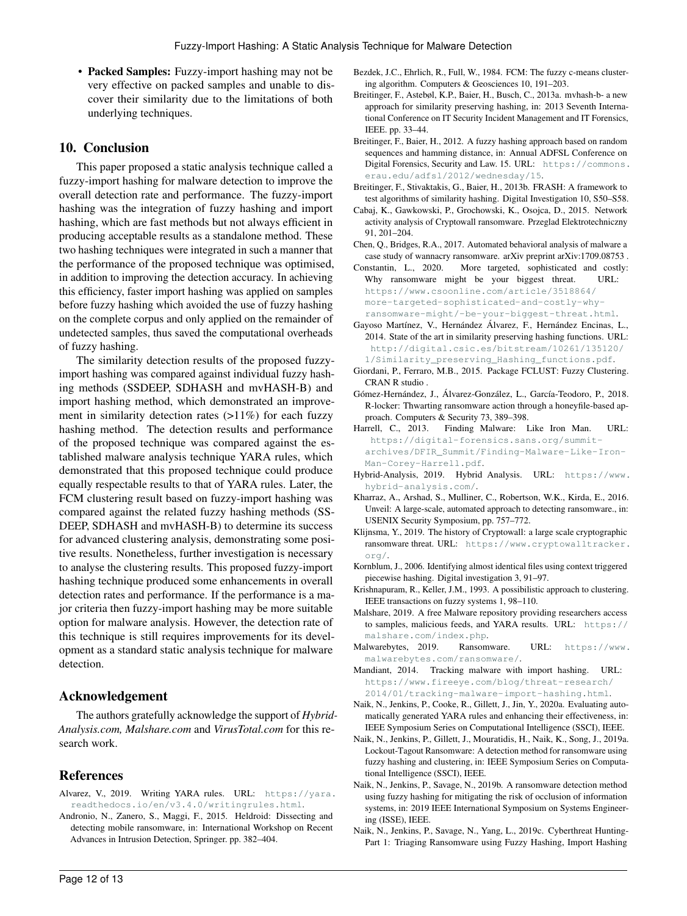- **Packed Samples:** Fuzzy-import hashing may not be very effective on packed samples and unable to discover their similarity due to the limitations of both underlying techniques.

## 10. Conclusion

This paper proposed a static analysis technique called a fuzzy-import hashing for malware detection to improve the overall detection rate and performance. The fuzzy-import hashing was the integration of fuzzy hashing and import hashing, which are fast methods but not always efficient in producing acceptable results as a standalone method. These two hashing techniques were integrated in such a manner that the performance of the proposed technique was optimised, in addition to improving the detection accuracy. In achieving this efficiency, faster import hashing was applied on samples before fuzzy hashing which avoided the use of fuzzy hashing on the complete corpus and only applied on the remainder of undetected samples, thus saved the computational overheads of fuzzy hashing.

The similarity detection results of the proposed fuzzy-import hashing was compared against individual fuzzy hashing methods (SSDEEP, SDHASH and mvHASH-B) and import hashing method, which demonstrated an improvement in similarity detection rates (>11%) for each fuzzy hashing method. The detection results and performance of the proposed technique was compared against the established malware analysis technique YARA rules, which demonstrated that this proposed technique could produce equally respectable results to that of YARA rules. Later, the FCM clustering result based on fuzzy-import hashing was compared against the related fuzzy hashing methods (SSDEEP, SDHASH and mvHASH-B) to determine its success for advanced clustering analysis, demonstrating some positive results. Nonetheless, further investigation is necessary to analyse the clustering results. This proposed fuzzy-import hashing technique produced some enhancements in overall detection rates and performance. If the performance is a major criteria then fuzzy-import hashing may be more suitable option for malware analysis. However, the detection rate of this technique is still requires improvements for its development as a standard static analysis technique for malware detection.

## Acknowledgement

The authors gratefully acknowledge the support of *Hybrid-Analysis.com, Malshare.com* and *VirusTotal.com* for this research work.

## References

Alvarez, V., 2019. Writing YARA rules. URL: https://yara.readthedocs.io/en/v3.4.0/writingrules.html.

Andronio, N., Zanero, S., Maggi, F., 2015. Heldroid: Dissecting and detecting mobile ransomware, in: International Workshop on Recent Advances in Intrusion Detection, Springer. pp. 382–404.

Bezdek, J.C., Ehrlich, R., Full, W., 1984. FCM: The fuzzy c-means clustering algorithm. Computers & Geosciences 10, 191–203.

Breitinger, F., Astebøl, K.P., Baier, H., Busch, C., 2013a. mvhash-b- a new approach for similarity preserving hashing, in: 2013 Seventh International Conference on IT Security Incident Management and IT Forensics, IEEE. pp. 33–44.

Breitinger, F., Baier, H., 2012. A fuzzy hashing approach based on random sequences and hamming distance, in: Annual ADFSL Conference on Digital Forensics, Security and Law. 15. URL: https://commons.erau.edu/adfsl/2012/wednesday/15.

Breitinger, F., Stivaktakis, G., Baier, H., 2013b. FRASH: A framework to test algorithms of similarity hashing. Digital Investigation 10, S50–S58.

Cabaj, K., Gawkowski, P., Grochowski, K., Osojca, D., 2015. Network activity analysis of Cryptowall ransomware. Przeglad Elektrotechniczny 91, 201–204.

Chen, Q., Bridges, R.A., 2017. Automated behavioral analysis of malware a case study of wannacry ransomware. arXiv preprint arXiv:1709.08753 .

Constantin, L., 2020. More targeted, sophisticated and costly: Why ransomware might be your biggest threat. URL: https://www.csoonline.com/article/3518864/more-targeted-sophisticated-and-costly-why-ransomware-might/-be-your-biggest-threat.html.

Gayoso Martínez, V., Hernández Álvarez, F., Hernández Encinas, L., 2014. State of the art in similarity preserving hashing functions. URL: http://digital.csic.es/bitstream/10261/135120/1/Similarity_preserving_Hashing_functions.pdf.

Giordani, P., Ferraro, M.B., 2015. Package FCLUST: Fuzzy Clustering. CRAN R studio .

Gómez-Hernández, J., Álvarez-González, L., García-Teodoro, P., 2018. R-locker: Thwarting ransomware action through a honeyfile-based approach. Computers & Security 73, 389–398.

Harrell, C., 2013. Finding Malware: Like Iron Man. URL: https://digital-forensics.sans.org/summit-archives/DFIR_Summit/Finding-Malware-Like-Iron-Man-Corey-Harrell.pdf.

Hybrid-Analysis, 2019. Hybrid Analysis. URL: https://www.hybrid-analysis.com/.

Kharraz, A., Arshad, S., Mulliner, C., Robertson, W.K., Kirda, E., 2016. Unveil: A large-scale, automated approach to detecting ransomware., in: USENIX Security Symposium, pp. 757–772.

Klijnsma, Y., 2019. The history of Cryptowall: a large scale cryptographic ransomware threat. URL: https://www.cryptowalltracker.org/.

Kornblum, J., 2006. Identifying almost identical files using context triggered piecewise hashing. Digital investigation 3, 91–97.

Krishnapuram, R., Keller, J.M., 1993. A possibilistic approach to clustering. IEEE transactions on fuzzy systems 1, 98–110.

Malshare, 2019. A free Malware repository providing researchers access to samples, malicious feeds, and YARA results. URL: https://malshare.com/index.php.

Malwarebytes, 2019. Ransomware. URL: https://www.malwarebytes.com/ransomware/.

Mandiant, 2014. Tracking malware with import hashing. URL: https://www.fireeye.com/blog/threat-research/2014/01/tracking-malware-import-hashing.html.

Naik, N., Jenkins, P., Cooke, R., Gillett, J., Jin, Y., 2020a. Evaluating automatically generated YARA rules and enhancing their effectiveness, in: IEEE Symposium Series on Computational Intelligence (SSCI), IEEE.

Naik, N., Jenkins, P., Gillett, J., Mouratidis, H., Naik, K., Song, J., 2019a. Lockout-Tagout Ransomware: A detection method for ransomware using fuzzy hashing and clustering, in: IEEE Symposium Series on Computational Intelligence (SSCI), IEEE.

Naik, N., Jenkins, P., Savage, N., 2019b. A ransomware detection method using fuzzy hashing for mitigating the risk of occlusion of information systems, in: 2019 IEEE International Symposium on Systems Engineering (ISSE), IEEE.

Naik, N., Jenkins, P., Savage, N., Yang, L., 2019c. Cyberthreat Hunting-Part 1: Triaging Ransomware using Fuzzy Hashing, Import Hashing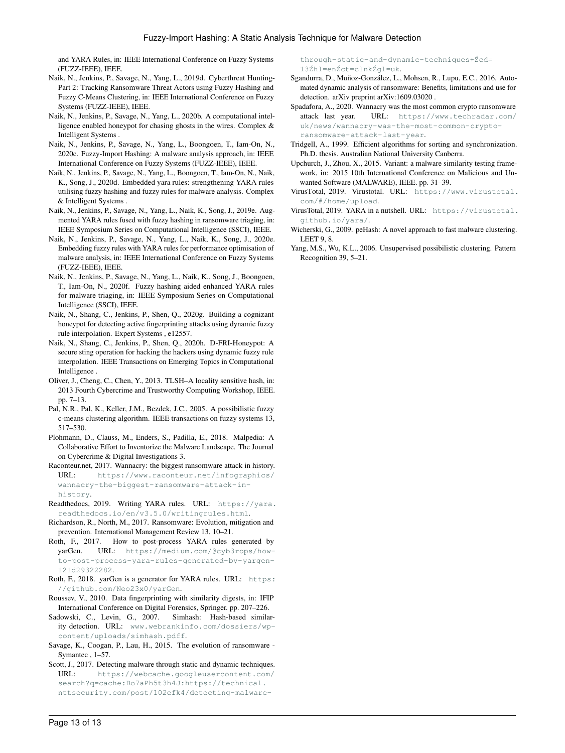and YARA Rules, in: IEEE International Conference on Fuzzy Systems (FUZZ-IEEE), IEEE.

Naik, N., Jenkins, P., Savage, N., Yang, L., 2019d. Cyberthreat Hunting-Part 2: Tracking Ransomware Threat Actors using Fuzzy Hashing and Fuzzy C-Means Clustering, in: IEEE International Conference on Fuzzy Systems (FUZZ-IEEE), IEEE.

Naik, N., Jenkins, P., Savage, N., Yang, L., 2020b. A computational intelligence enabled honeypot for chasing ghosts in the wires. Complex & Intelligent Systems .

Naik, N., Jenkins, P., Savage, N., Yang, L., Boongoen, T., Iam-On, N., 2020c. Fuzzy-Import Hashing: A malware analysis approach, in: IEEE International Conference on Fuzzy Systems (FUZZ-IEEE), IEEE.

Naik, N., Jenkins, P., Savage, N., Yang, L., Boongoen, T., Iam-On, N., Naik, K., Song, J., 2020d. Embedded yara rules: strengthening YARA rules utilising fuzzy hashing and fuzzy rules for malware analysis. Complex & Intelligent Systems .

Naik, N., Jenkins, P., Savage, N., Yang, L., Naik, K., Song, J., 2019e. Augmented YARA rules fused with fuzzy hashing in ransomware triaging, in: IEEE Symposium Series on Computational Intelligence (SSCI), IEEE.

Naik, N., Jenkins, P., Savage, N., Yang, L., Naik, K., Song, J., 2020e. Embedding fuzzy rules with YARA rules for performance optimisation of malware analysis, in: IEEE International Conference on Fuzzy Systems (FUZZ-IEEE), IEEE.

Naik, N., Jenkins, P., Savage, N., Yang, L., Naik, K., Song, J., Boongoen, T., Iam-On, N., 2020f. Fuzzy hashing aided enhanced YARA rules for malware triaging, in: IEEE Symposium Series on Computational Intelligence (SSCI), IEEE.

Naik, N., Shang, C., Jenkins, P., Shen, Q., 2020g. Building a cognizant honeypot for detecting active fingerprinting attacks using dynamic fuzzy rule interpolation. Expert Systems , e12557.

Naik, N., Shang, C., Jenkins, P., Shen, Q., 2020h. D-FRI-Honeypot: A secure sting operation for hacking the hackers using dynamic fuzzy rule interpolation. IEEE Transactions on Emerging Topics in Computational Intelligence .

Oliver, J., Cheng, C., Chen, Y., 2013. TLSH–A locality sensitive hash, in: 2013 Fourth Cybercrime and Trustworthy Computing Workshop, IEEE. pp. 7–13.

Pal, N.R., Pal, K., Keller, J.M., Bezdek, J.C., 2005. A possibilistic fuzzy c-means clustering algorithm. IEEE transactions on fuzzy systems 13, 517–530.

Plohmann, D., Clauss, M., Enders, S., Padilla, E., 2018. Malpedia: A Collaborative Effort to Inventorize the Malware Landscape. The Journal on Cybercrime & Digital Investigations 3.

Raconteur.net, 2017. Wannacry: the biggest ransomware attack in history. URL: https://www.raconteur.net/infographics/wannacry-the-biggest-ransomware-attack-in-history.

Readthedocs, 2019. Writing YARA rules. URL: https://yara.readthedocs.io/en/v3.5.0/writingrules.html.

Richardson, R., North, M., 2017. Ransomware: Evolution, mitigation and prevention. International Management Review 13, 10–21.

Roth, F., 2017. How to post-process YARA rules generated by yarGen. URL: https://medium.com/@cyb3rops/how-to-post-process-yara-rules-generated-by-yargen-121d29322282.

Roth, F., 2018. yarGen is a generator for YARA rules. URL: https://github.com/Neo23x0/yarGen.

Roussev, V., 2010. Data fingerprinting with similarity digests, in: IFIP International Conference on Digital Forensics, Springer. pp. 207–226.

Sadowski, C., Levin, G., 2007. Simhash: Hash-based similarity detection. URL: www.webrankinfo.com/dossiers/wp-content/uploads/simhash.pdff.

Savage, K., Coogan, P., Lau, H., 2015. The evolution of ransomware - Symantec , 1–57.

Scott, J., 2017. Detecting malware through static and dynamic techniques. URL: https://webcache.googleusercontent.com/search?q=cache:Bo7aPh5t3h4J:https://technical.nttsecurity.com/post/102efk4/detecting-malware-through-static-and-dynamic-techniques+Źcd=13Źhl=enŹct=clnkŹgl=uk.

Sgandurra, D., Muñoz-González, L., Mohsen, R., Lupu, E.C., 2016. Automated dynamic analysis of ransomware: Benefits, limitations and use for detection. arXiv preprint arXiv:1609.03020 .

Spadafora, A., 2020. Wannacry was the most common crypto ransomware attack last year. URL: https://www.techradar.com/uk/news/wannacry-was-the-most-common-crypto-ransomware-attack-last-year.

Tridgell, A., 1999. Efficient algorithms for sorting and synchronization. Ph.D. thesis. Australian National University Canberra.

Upchurch, J., Zhou, X., 2015. Variant: a malware similarity testing framework, in: 2015 10th International Conference on Malicious and Unwanted Software (MALWARE), IEEE. pp. 31–39.

VirusTotal, 2019. Virustotal. URL: https://www.virustotal.com/#/home/upload.

VirusTotal, 2019. YARA in a nutshell. URL: https://virustotal.github.io/yara/.

Wicherski, G., 2009. peHash: A novel approach to fast malware clustering. LEET 9, 8.

Yang, M.S., Wu, K.L., 2006. Unsupervised possibilistic clustering. Pattern Recognition 39, 5–21.